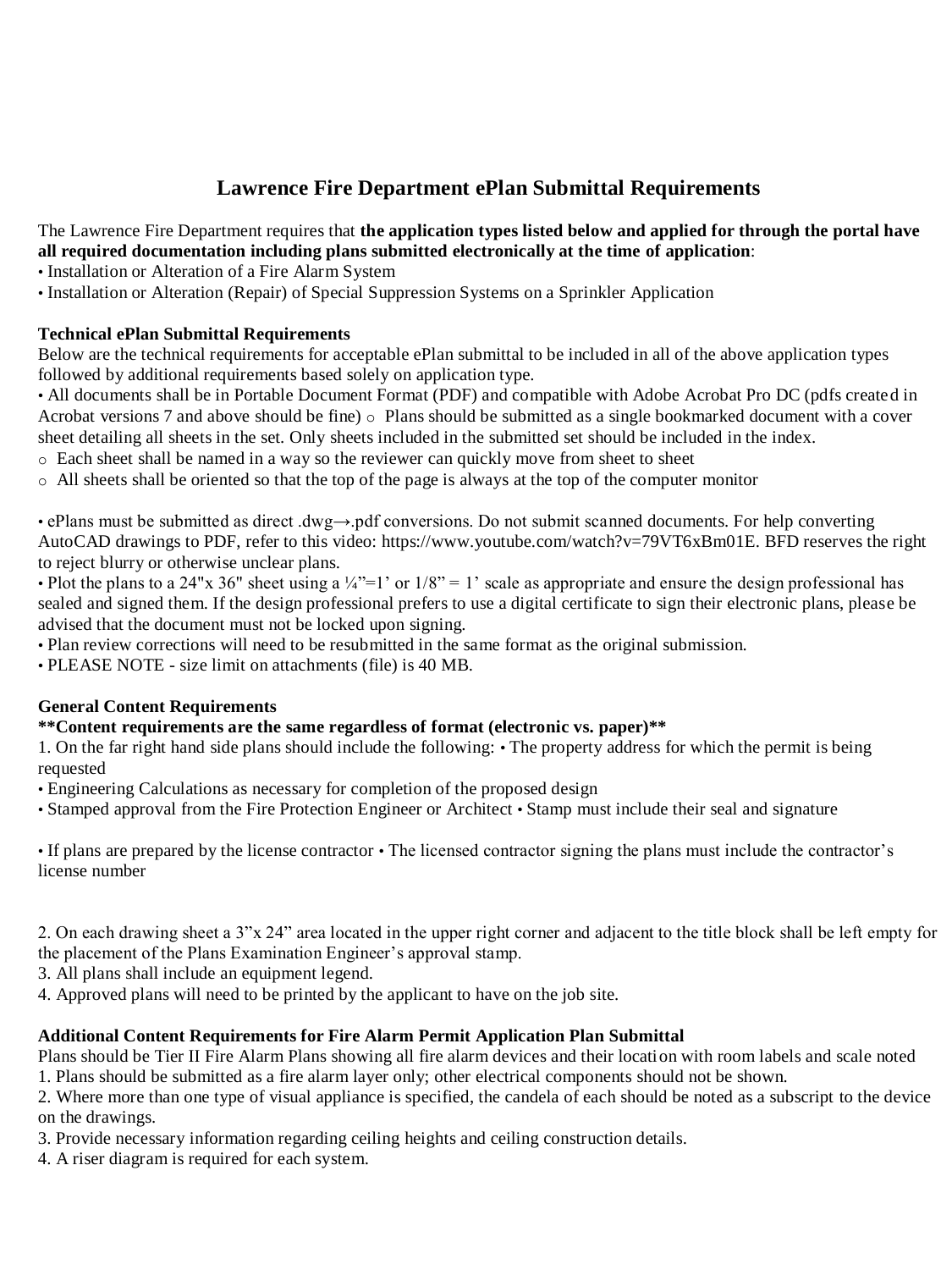# Lawrence Fire Department ePlan Submittal Requirements

The Lawrence Fire Department requires that **the application types listed below and applied for through the portal have all required documentation including plans submitted electronically at the time of application**:

- Installation or Alteration of a Fire Alarm System
- Installation or Alteration (Repair) of Special Suppression Systems on a Sprinkler Application

**Technical ePlan Submittal Requirements**

Below are the technical requirements for acceptable ePlan submittal to be included in all of the above application types followed by additional requirements based solely on application type.

- All documents shall be in Portable Document Format (PDF) and compatible with Adobe Acrobat Pro DC (pdfs created in Acrobat versions 7 and above should be fine)
  - Plans should be submitted as a single bookmarked document with a cover sheet detailing all sheets in the set. Only sheets included in the submitted set should be included in the index.
  - Each sheet shall be named in a way so the reviewer can quickly move from sheet to sheet
  - All sheets shall be oriented so that the top of the page is always at the top of the computer monitor

- ePlans must be submitted as direct .dwg→.pdf conversions. Do not submit scanned documents. For help converting AutoCAD drawings to PDF, refer to this video: https://www.youtube.com/watch?v=79VT6xBm01E. BFD reserves the right to reject blurry or otherwise unclear plans.
- Plot the plans to a 24"x 36" sheet using a ¼"=1' or 1/8" = 1' scale as appropriate and ensure the design professional has sealed and signed them. If the design professional prefers to use a digital certificate to sign their electronic plans, please be advised that the document must not be locked upon signing.
- Plan review corrections will need to be resubmitted in the same format as the original submission.
- PLEASE NOTE - size limit on attachments (file) is 40 MB.

**General Content Requirements**

****Content requirements are the same regardless of format (electronic vs. paper)****

1. On the far right hand side plans should include the following:
   - The property address for which the permit is being requested
   - Engineering Calculations as necessary for completion of the proposed design
   - Stamped approval from the Fire Protection Engineer or Architect
   - Stamp must include their seal and signature

   - If plans are prepared by the license contractor
   - The licensed contractor signing the plans must include the contractor's license number

2. On each drawing sheet a 3"x 24" area located in the upper right corner and adjacent to the title block shall be left empty for the placement of the Plans Examination Engineer's approval stamp.
3. All plans shall include an equipment legend.
4. Approved plans will need to be printed by the applicant to have on the job site.

**Additional Content Requirements for Fire Alarm Permit Application Plan Submittal**

Plans should be Tier II Fire Alarm Plans showing all fire alarm devices and their location with room labels and scale noted

1. Plans should be submitted as a fire alarm layer only; other electrical components should not be shown.
2. Where more than one type of visual appliance is specified, the candela of each should be noted as a subscript to the device on the drawings.
3. Provide necessary information regarding ceiling heights and ceiling construction details.
4. A riser diagram is required for each system.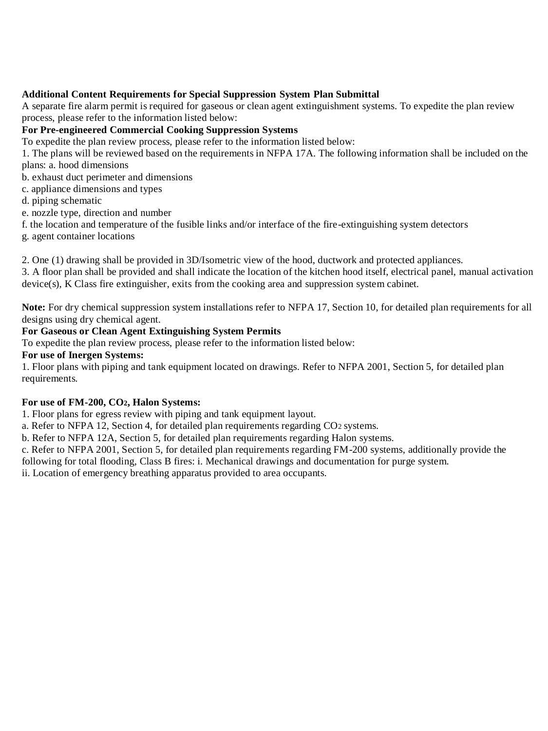**Additional Content Requirements for Special Suppression System Plan Submittal**

A separate fire alarm permit is required for gaseous or clean agent extinguishment systems. To expedite the plan review process, please refer to the information listed below:

**For Pre-engineered Commercial Cooking Suppression Systems**

To expedite the plan review process, please refer to the information listed below:

1. The plans will be reviewed based on the requirements in NFPA 17A. The following information shall be included on the plans: a. hood dimensions
   b. exhaust duct perimeter and dimensions
   c. appliance dimensions and types
   d. piping schematic
   e. nozzle type, direction and number
   f. the location and temperature of the fusible links and/or interface of the fire-extinguishing system detectors
   g. agent container locations

2. One (1) drawing shall be provided in 3D/Isometric view of the hood, ductwork and protected appliances.
3. A floor plan shall be provided and shall indicate the location of the kitchen hood itself, electrical panel, manual activation device(s), K Class fire extinguisher, exits from the cooking area and suppression system cabinet.

**Note:** For dry chemical suppression system installations refer to NFPA 17, Section 10, for detailed plan requirements for all designs using dry chemical agent.

**For Gaseous or Clean Agent Extinguishing System Permits**

To expedite the plan review process, please refer to the information listed below:

**For use of Inergen Systems:**

1. Floor plans with piping and tank equipment located on drawings. Refer to NFPA 2001, Section 5, for detailed plan requirements.

**For use of FM-200, $CO_2$, Halon Systems:**

1. Floor plans for egress review with piping and tank equipment layout.
   a. Refer to NFPA 12, Section 4, for detailed plan requirements regarding $CO_2$ systems.
   b. Refer to NFPA 12A, Section 5, for detailed plan requirements regarding Halon systems.
   c. Refer to NFPA 2001, Section 5, for detailed plan requirements regarding FM-200 systems, additionally provide the following for total flooding, Class B fires: i. Mechanical drawings and documentation for purge system.
   ii. Location of emergency breathing apparatus provided to area occupants.